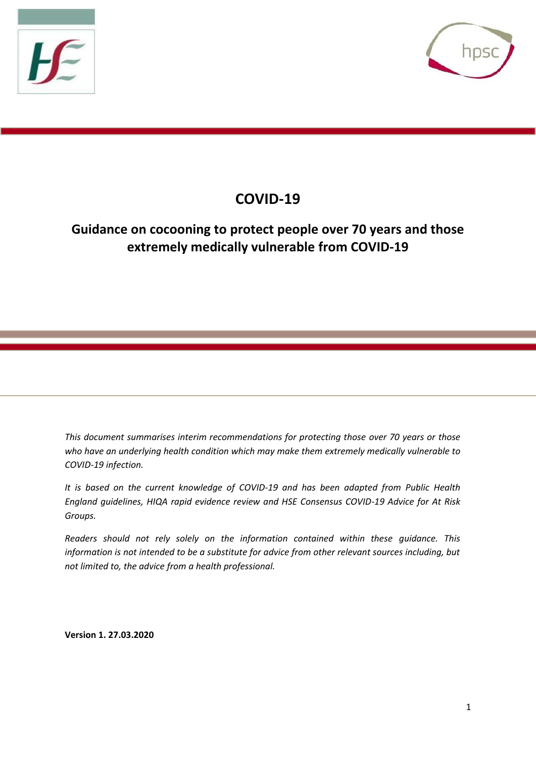# COVID-19

## Guidance on cocooning to protect people over 70 years and those extremely medically vulnerable from COVID-19

*This document summarises interim recommendations for protecting those over 70 years or those who have an underlying health condition which may make them extremely medically vulnerable to COVID-19 infection.*

*It is based on the current knowledge of COVID-19 and has been adapted from Public Health England guidelines, HIQA rapid evidence review and HSE Consensus COVID-19 Advice for At Risk Groups.*

*Readers should not rely solely on the information contained within these guidance. This information is not intended to be a substitute for advice from other relevant sources including, but not limited to, the advice from a health professional.*

**Version 1. 27.03.2020**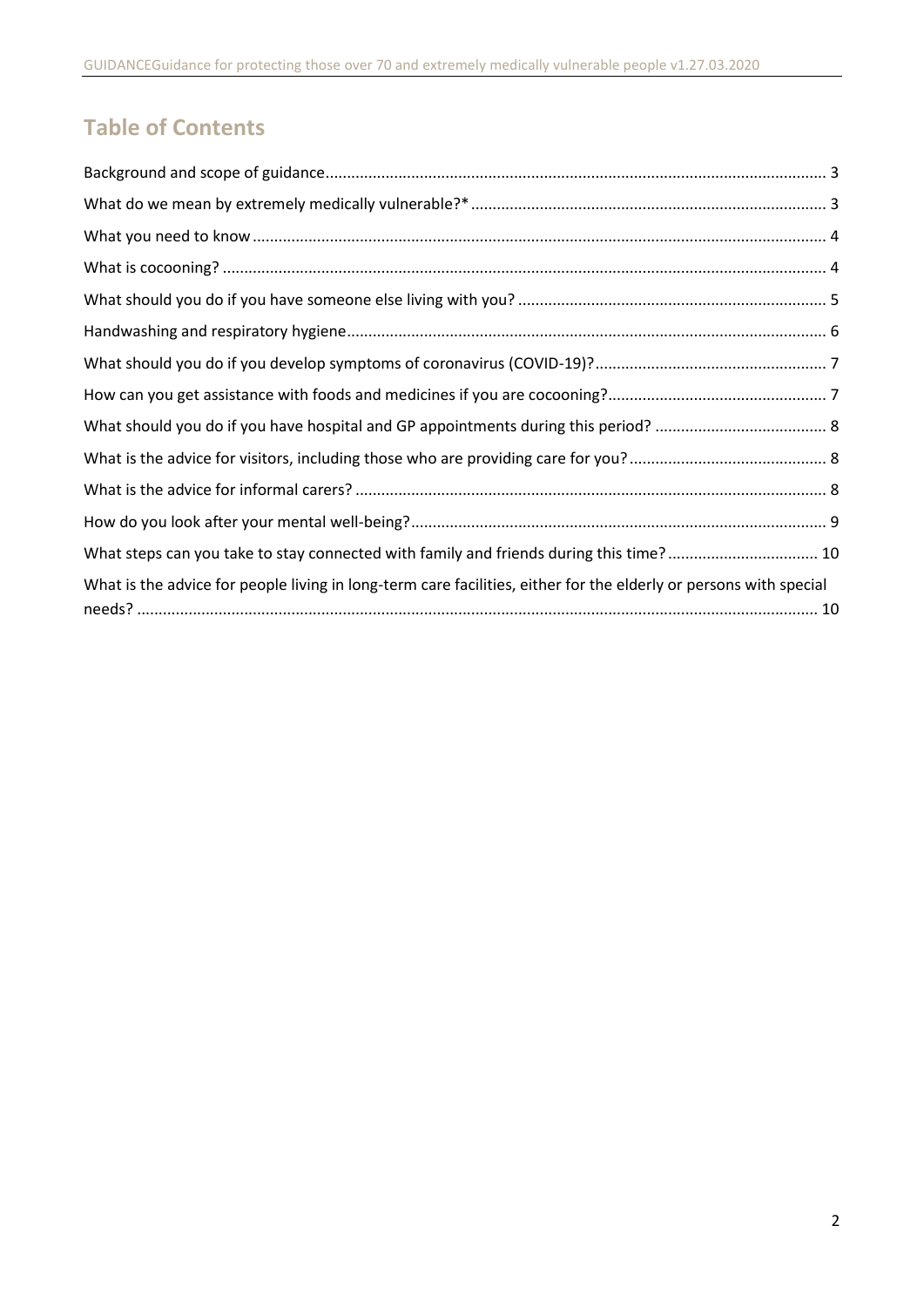## Table of Contents

Background and scope of guidance .......... 3

What do we mean by extremely medically vulnerable?* .......... 3

What you need to know .......... 4

What is cocooning? .......... 4

What should you do if you have someone else living with you? .......... 5

Handwashing and respiratory hygiene .......... 6

What should you do if you develop symptoms of coronavirus (COVID-19)? .......... 7

How can you get assistance with foods and medicines if you are cocooning? .......... 7

What should you do if you have hospital and GP appointments during this period? .......... 8

What is the advice for visitors, including those who are providing care for you? .......... 8

What is the advice for informal carers? .......... 8

How do you look after your mental well-being? .......... 9

What steps can you take to stay connected with family and friends during this time? .......... 10

What is the advice for people living in long-term care facilities, either for the elderly or persons with special needs? .......... 10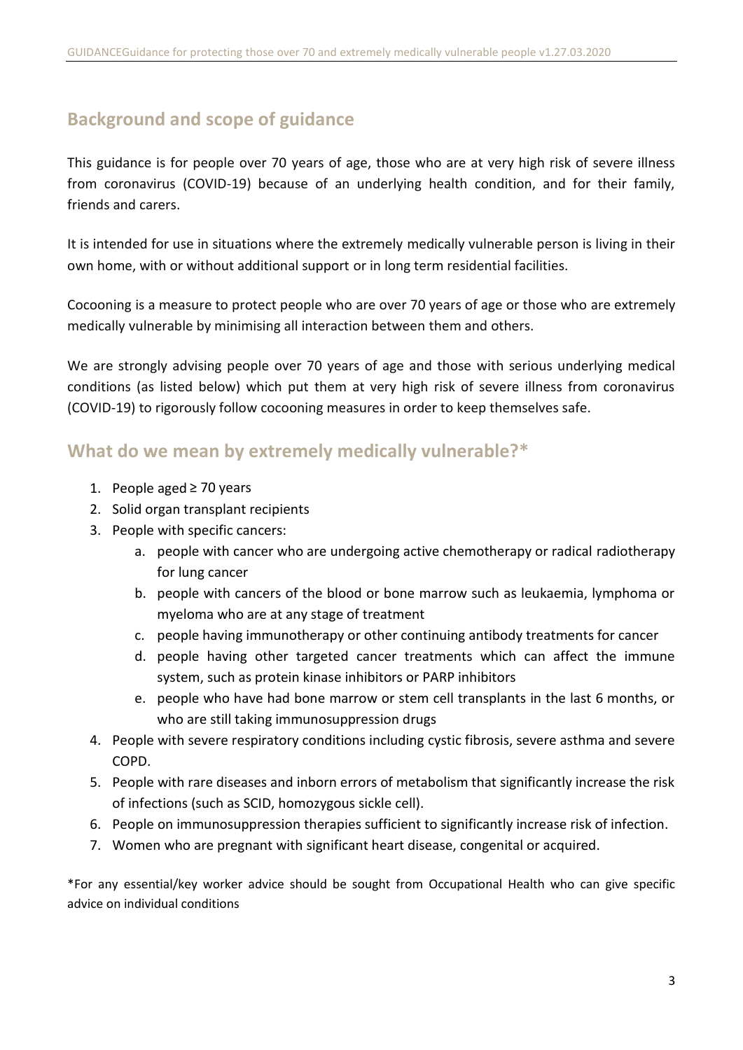## Background and scope of guidance

This guidance is for people over 70 years of age, those who are at very high risk of severe illness from coronavirus (COVID-19) because of an underlying health condition, and for their family, friends and carers.

It is intended for use in situations where the extremely medically vulnerable person is living in their own home, with or without additional support or in long term residential facilities.

Cocooning is a measure to protect people who are over 70 years of age or those who are extremely medically vulnerable by minimising all interaction between them and others.

We are strongly advising people over 70 years of age and those with serious underlying medical conditions (as listed below) which put them at very high risk of severe illness from coronavirus (COVID-19) to rigorously follow cocooning measures in order to keep themselves safe.

## What do we mean by extremely medically vulnerable?*

1. People aged ≥ 70 years
2. Solid organ transplant recipients
3. People with specific cancers:
   a. people with cancer who are undergoing active chemotherapy or radical radiotherapy for lung cancer
   b. people with cancers of the blood or bone marrow such as leukaemia, lymphoma or myeloma who are at any stage of treatment
   c. people having immunotherapy or other continuing antibody treatments for cancer
   d. people having other targeted cancer treatments which can affect the immune system, such as protein kinase inhibitors or PARP inhibitors
   e. people who have had bone marrow or stem cell transplants in the last 6 months, or who are still taking immunosuppression drugs
4. People with severe respiratory conditions including cystic fibrosis, severe asthma and severe COPD.
5. People with rare diseases and inborn errors of metabolism that significantly increase the risk of infections (such as SCID, homozygous sickle cell).
6. People on immunosuppression therapies sufficient to significantly increase risk of infection.
7. Women who are pregnant with significant heart disease, congenital or acquired.

*For any essential/key worker advice should be sought from Occupational Health who can give specific advice on individual conditions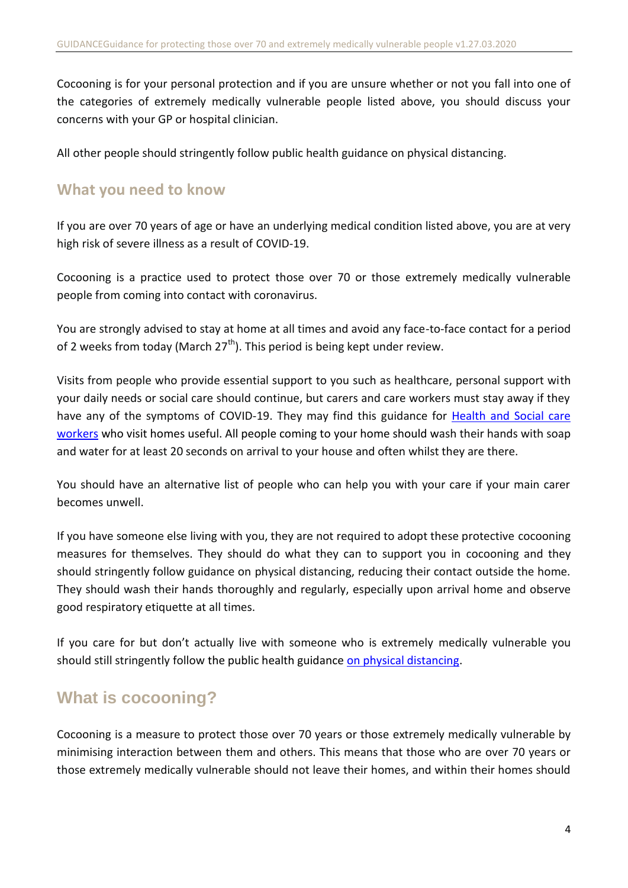Cocooning is for your personal protection and if you are unsure whether or not you fall into one of the categories of extremely medically vulnerable people listed above, you should discuss your concerns with your GP or hospital clinician.

All other people should stringently follow public health guidance on physical distancing.

## What you need to know

If you are over 70 years of age or have an underlying medical condition listed above, you are at very high risk of severe illness as a result of COVID-19.

Cocooning is a practice used to protect those over 70 or those extremely medically vulnerable people from coming into contact with coronavirus.

You are strongly advised to stay at home at all times and avoid any face-to-face contact for a period of 2 weeks from today (March 27th). This period is being kept under review.

Visits from people who provide essential support to you such as healthcare, personal support with your daily needs or social care should continue, but carers and care workers must stay away if they have any of the symptoms of COVID-19. They may find this guidance for Health and Social care workers who visit homes useful. All people coming to your home should wash their hands with soap and water for at least 20 seconds on arrival to your house and often whilst they are there.

You should have an alternative list of people who can help you with your care if your main carer becomes unwell.

If you have someone else living with you, they are not required to adopt these protective cocooning measures for themselves. They should do what they can to support you in cocooning and they should stringently follow guidance on physical distancing, reducing their contact outside the home. They should wash their hands thoroughly and regularly, especially upon arrival home and observe good respiratory etiquette at all times.

If you care for but don't actually live with someone who is extremely medically vulnerable you should still stringently follow the public health guidance on physical distancing.

# What is cocooning?

Cocooning is a measure to protect those over 70 years or those extremely medically vulnerable by minimising interaction between them and others. This means that those who are over 70 years or those extremely medically vulnerable should not leave their homes, and within their homes should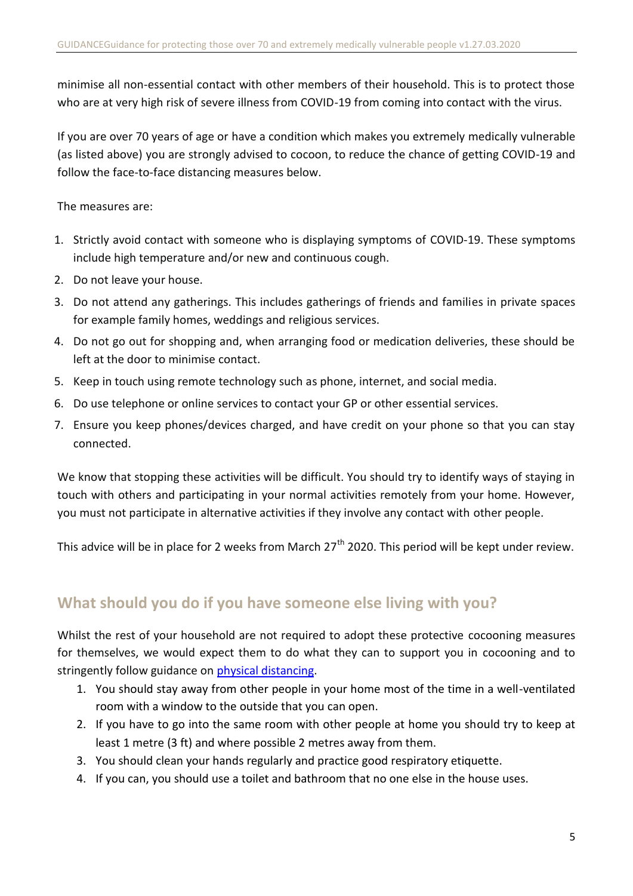minimise all non-essential contact with other members of their household. This is to protect those who are at very high risk of severe illness from COVID-19 from coming into contact with the virus.

If you are over 70 years of age or have a condition which makes you extremely medically vulnerable (as listed above) you are strongly advised to cocoon, to reduce the chance of getting COVID-19 and follow the face-to-face distancing measures below.

The measures are:

1. Strictly avoid contact with someone who is displaying symptoms of COVID-19. These symptoms include high temperature and/or new and continuous cough.
2. Do not leave your house.
3. Do not attend any gatherings. This includes gatherings of friends and families in private spaces for example family homes, weddings and religious services.
4. Do not go out for shopping and, when arranging food or medication deliveries, these should be left at the door to minimise contact.
5. Keep in touch using remote technology such as phone, internet, and social media.
6. Do use telephone or online services to contact your GP or other essential services.
7. Ensure you keep phones/devices charged, and have credit on your phone so that you can stay connected.

We know that stopping these activities will be difficult. You should try to identify ways of staying in touch with others and participating in your normal activities remotely from your home. However, you must not participate in alternative activities if they involve any contact with other people.

This advice will be in place for 2 weeks from March 27th 2020. This period will be kept under review.

## What should you do if you have someone else living with you?

Whilst the rest of your household are not required to adopt these protective cocooning measures for themselves, we would expect them to do what they can to support you in cocooning and to stringently follow guidance on physical distancing.

1. You should stay away from other people in your home most of the time in a well-ventilated room with a window to the outside that you can open.
2. If you have to go into the same room with other people at home you should try to keep at least 1 metre (3 ft) and where possible 2 metres away from them.
3. You should clean your hands regularly and practice good respiratory etiquette.
4. If you can, you should use a toilet and bathroom that no one else in the house uses.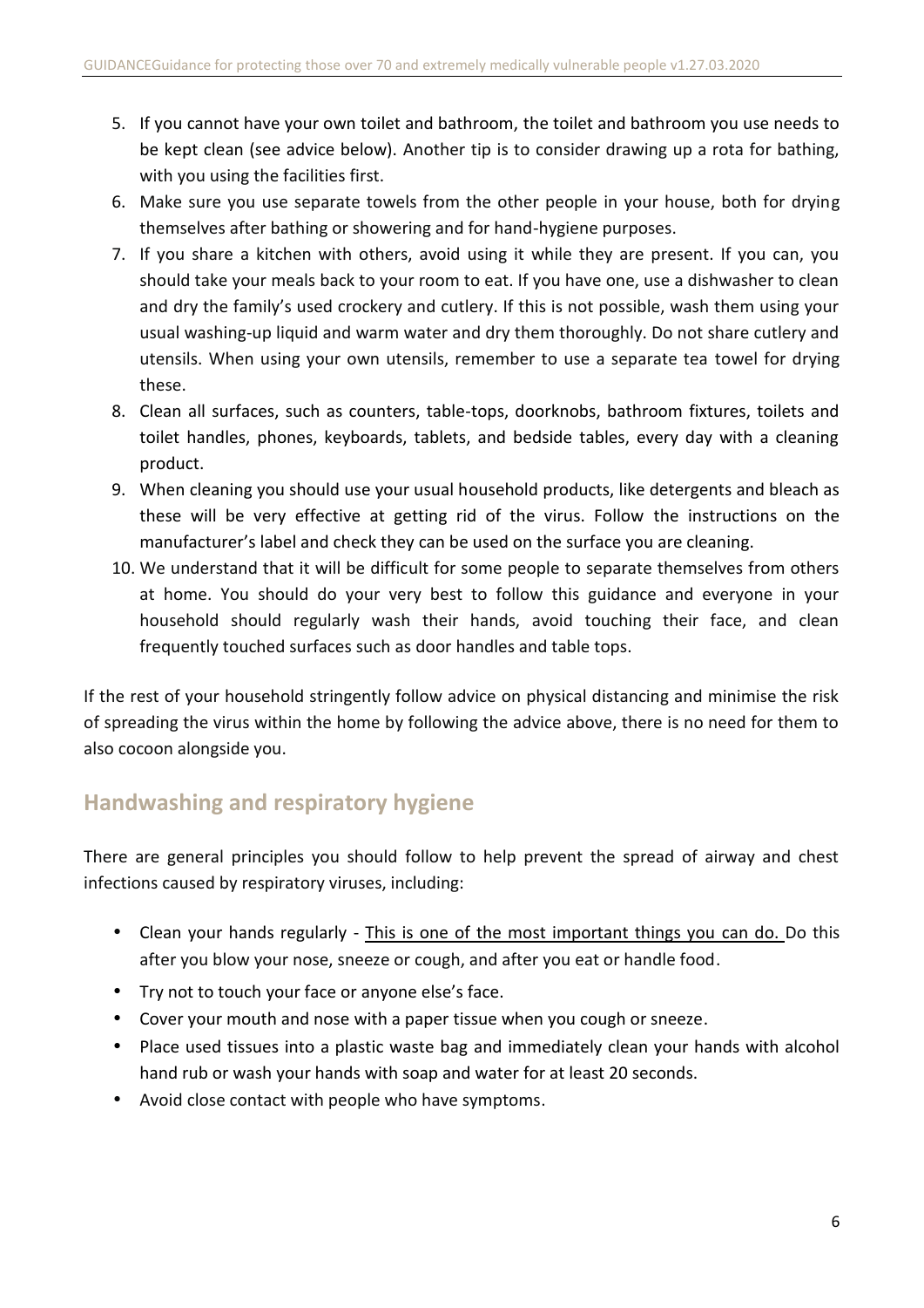5. If you cannot have your own toilet and bathroom, the toilet and bathroom you use needs to be kept clean (see advice below). Another tip is to consider drawing up a rota for bathing, with you using the facilities first.
6. Make sure you use separate towels from the other people in your house, both for drying themselves after bathing or showering and for hand-hygiene purposes.
7. If you share a kitchen with others, avoid using it while they are present. If you can, you should take your meals back to your room to eat. If you have one, use a dishwasher to clean and dry the family's used crockery and cutlery. If this is not possible, wash them using your usual washing-up liquid and warm water and dry them thoroughly. Do not share cutlery and utensils. When using your own utensils, remember to use a separate tea towel for drying these.
8. Clean all surfaces, such as counters, table-tops, doorknobs, bathroom fixtures, toilets and toilet handles, phones, keyboards, tablets, and bedside tables, every day with a cleaning product.
9. When cleaning you should use your usual household products, like detergents and bleach as these will be very effective at getting rid of the virus. Follow the instructions on the manufacturer's label and check they can be used on the surface you are cleaning.
10. We understand that it will be difficult for some people to separate themselves from others at home. You should do your very best to follow this guidance and everyone in your household should regularly wash their hands, avoid touching their face, and clean frequently touched surfaces such as door handles and table tops.

If the rest of your household stringently follow advice on physical distancing and minimise the risk of spreading the virus within the home by following the advice above, there is no need for them to also cocoon alongside you.

## Handwashing and respiratory hygiene

There are general principles you should follow to help prevent the spread of airway and chest infections caused by respiratory viruses, including:

- Clean your hands regularly - <u>This is one of the most important things you can do.</u> Do this after you blow your nose, sneeze or cough, and after you eat or handle food.
- Try not to touch your face or anyone else's face.
- Cover your mouth and nose with a paper tissue when you cough or sneeze.
- Place used tissues into a plastic waste bag and immediately clean your hands with alcohol hand rub or wash your hands with soap and water for at least 20 seconds.
- Avoid close contact with people who have symptoms.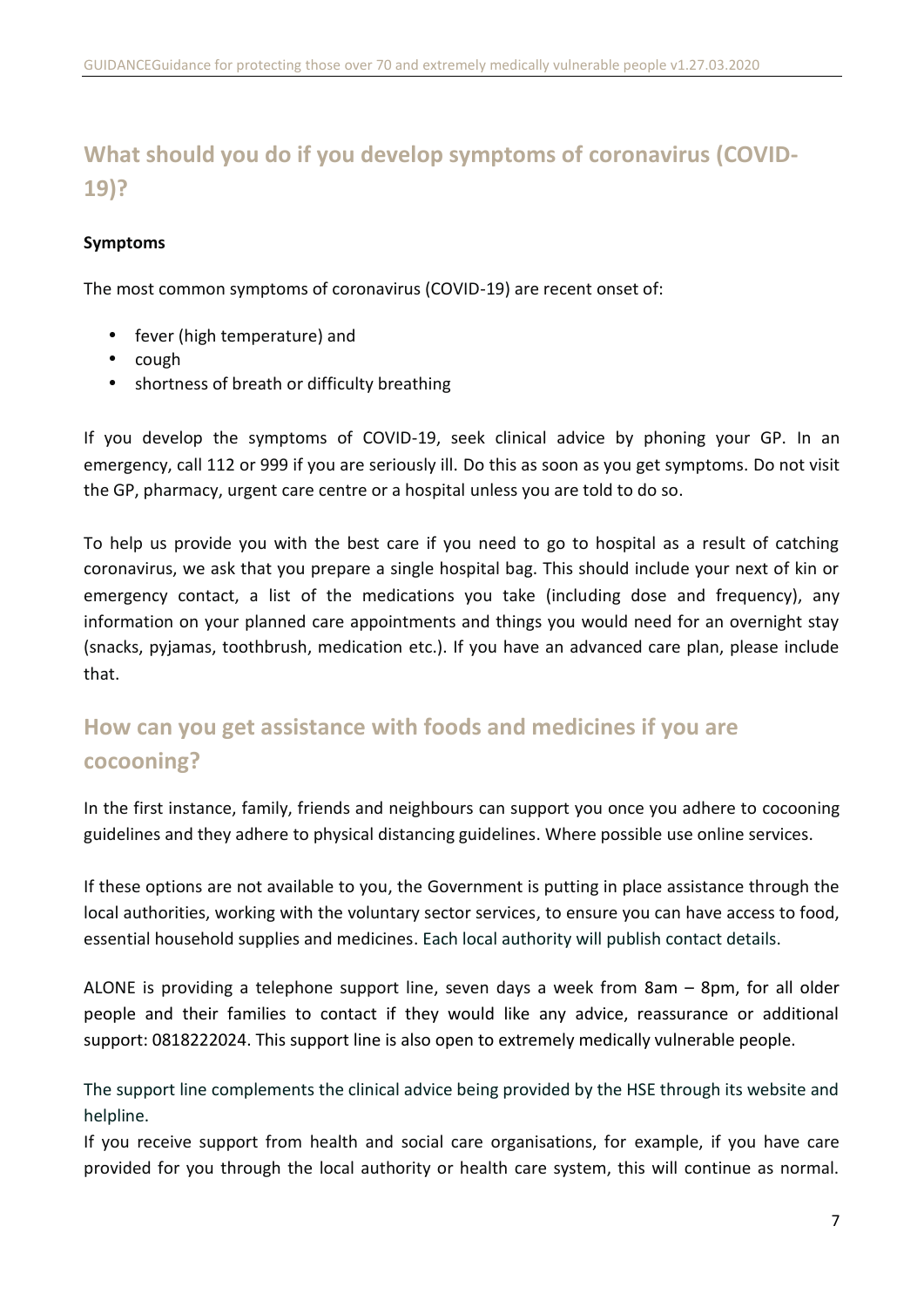## What should you do if you develop symptoms of coronavirus (COVID-19)?

**Symptoms**

The most common symptoms of coronavirus (COVID-19) are recent onset of:

- fever (high temperature) and
- cough
- shortness of breath or difficulty breathing

If you develop the symptoms of COVID-19, seek clinical advice by phoning your GP. In an emergency, call 112 or 999 if you are seriously ill. Do this as soon as you get symptoms. Do not visit the GP, pharmacy, urgent care centre or a hospital unless you are told to do so.

To help us provide you with the best care if you need to go to hospital as a result of catching coronavirus, we ask that you prepare a single hospital bag. This should include your next of kin or emergency contact, a list of the medications you take (including dose and frequency), any information on your planned care appointments and things you would need for an overnight stay (snacks, pyjamas, toothbrush, medication etc.). If you have an advanced care plan, please include that.

## How can you get assistance with foods and medicines if you are cocooning?

In the first instance, family, friends and neighbours can support you once you adhere to cocooning guidelines and they adhere to physical distancing guidelines. Where possible use online services.

If these options are not available to you, the Government is putting in place assistance through the local authorities, working with the voluntary sector services, to ensure you can have access to food, essential household supplies and medicines. Each local authority will publish contact details.

ALONE is providing a telephone support line, seven days a week from 8am – 8pm, for all older people and their families to contact if they would like any advice, reassurance or additional support: 0818222024. This support line is also open to extremely medically vulnerable people.

The support line complements the clinical advice being provided by the HSE through its website and helpline.

If you receive support from health and social care organisations, for example, if you have care provided for you through the local authority or health care system, this will continue as normal.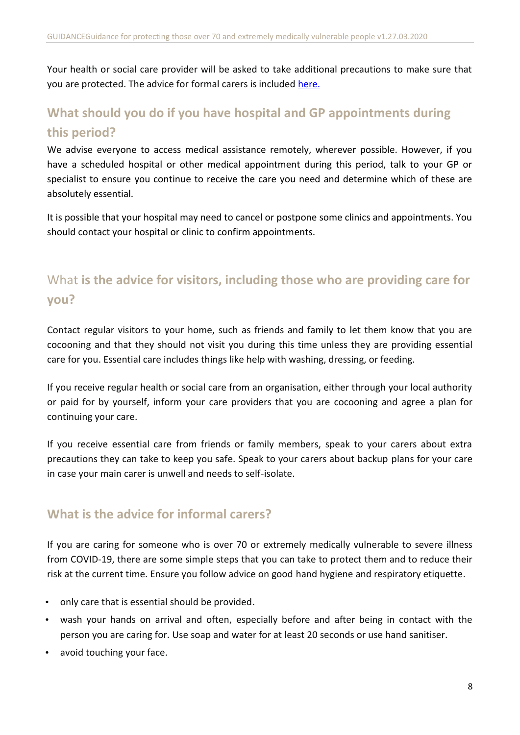Your health or social care provider will be asked to take additional precautions to make sure that you are protected. The advice for formal carers is included here.

## What should you do if you have hospital and GP appointments during this period?

We advise everyone to access medical assistance remotely, wherever possible. However, if you have a scheduled hospital or other medical appointment during this period, talk to your GP or specialist to ensure you continue to receive the care you need and determine which of these are absolutely essential.

It is possible that your hospital may need to cancel or postpone some clinics and appointments. You should contact your hospital or clinic to confirm appointments.

## What **is the advice for visitors, including those who are providing care for you?**

Contact regular visitors to your home, such as friends and family to let them know that you are cocooning and that they should not visit you during this time unless they are providing essential care for you. Essential care includes things like help with washing, dressing, or feeding.

If you receive regular health or social care from an organisation, either through your local authority or paid for by yourself, inform your care providers that you are cocooning and agree a plan for continuing your care.

If you receive essential care from friends or family members, speak to your carers about extra precautions they can take to keep you safe. Speak to your carers about backup plans for your care in case your main carer is unwell and needs to self-isolate.

## What is the advice for informal carers?

If you are caring for someone who is over 70 or extremely medically vulnerable to severe illness from COVID-19, there are some simple steps that you can take to protect them and to reduce their risk at the current time. Ensure you follow advice on good hand hygiene and respiratory etiquette.

- only care that is essential should be provided.
- wash your hands on arrival and often, especially before and after being in contact with the person you are caring for. Use soap and water for at least 20 seconds or use hand sanitiser.
- avoid touching your face.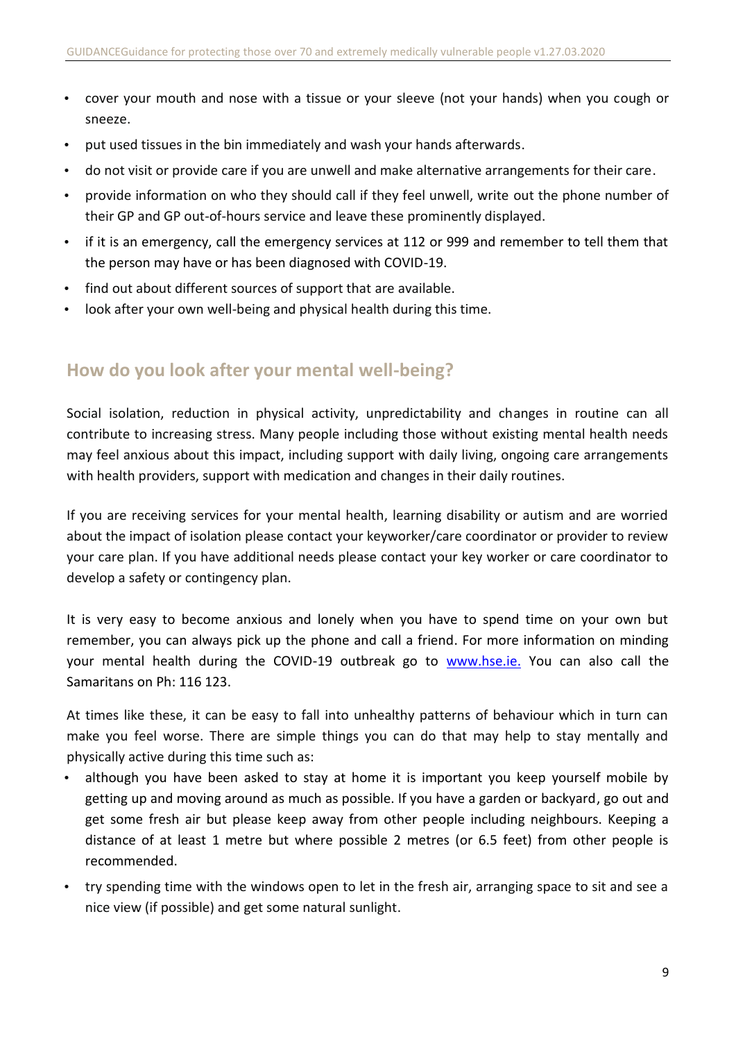- cover your mouth and nose with a tissue or your sleeve (not your hands) when you cough or sneeze.
- put used tissues in the bin immediately and wash your hands afterwards.
- do not visit or provide care if you are unwell and make alternative arrangements for their care.
- provide information on who they should call if they feel unwell, write out the phone number of their GP and GP out-of-hours service and leave these prominently displayed.
- if it is an emergency, call the emergency services at 112 or 999 and remember to tell them that the person may have or has been diagnosed with COVID-19.
- find out about different sources of support that are available.
- look after your own well-being and physical health during this time.

## How do you look after your mental well-being?

Social isolation, reduction in physical activity, unpredictability and changes in routine can all contribute to increasing stress. Many people including those without existing mental health needs may feel anxious about this impact, including support with daily living, ongoing care arrangements with health providers, support with medication and changes in their daily routines.

If you are receiving services for your mental health, learning disability or autism and are worried about the impact of isolation please contact your keyworker/care coordinator or provider to review your care plan. If you have additional needs please contact your key worker or care coordinator to develop a safety or contingency plan.

It is very easy to become anxious and lonely when you have to spend time on your own but remember, you can always pick up the phone and call a friend. For more information on minding your mental health during the COVID-19 outbreak go to [www.hse.ie.](http://www.hse.ie) You can also call the Samaritans on Ph: 116 123.

At times like these, it can be easy to fall into unhealthy patterns of behaviour which in turn can make you feel worse. There are simple things you can do that may help to stay mentally and physically active during this time such as:

- although you have been asked to stay at home it is important you keep yourself mobile by getting up and moving around as much as possible. If you have a garden or backyard, go out and get some fresh air but please keep away from other people including neighbours. Keeping a distance of at least 1 metre but where possible 2 metres (or 6.5 feet) from other people is recommended.
- try spending time with the windows open to let in the fresh air, arranging space to sit and see a nice view (if possible) and get some natural sunlight.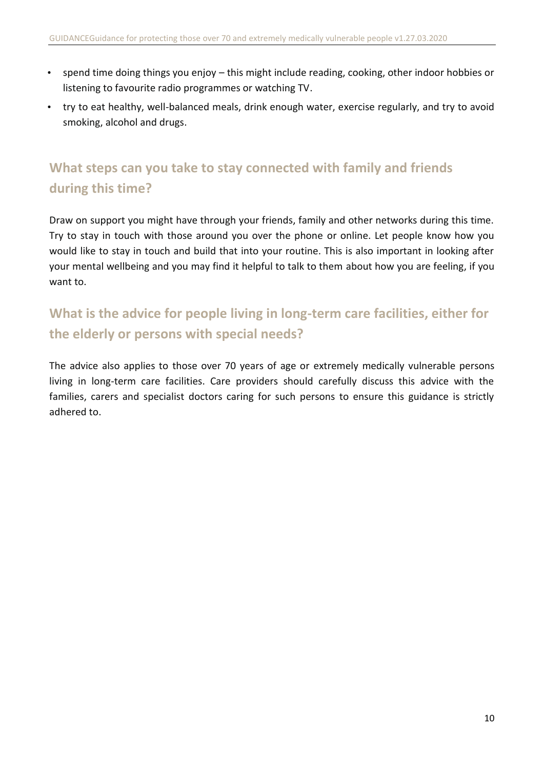- spend time doing things you enjoy – this might include reading, cooking, other indoor hobbies or listening to favourite radio programmes or watching TV.
- try to eat healthy, well-balanced meals, drink enough water, exercise regularly, and try to avoid smoking, alcohol and drugs.

## What steps can you take to stay connected with family and friends during this time?

Draw on support you might have through your friends, family and other networks during this time. Try to stay in touch with those around you over the phone or online. Let people know how you would like to stay in touch and build that into your routine. This is also important in looking after your mental wellbeing and you may find it helpful to talk to them about how you are feeling, if you want to.

## What is the advice for people living in long-term care facilities, either for the elderly or persons with special needs?

The advice also applies to those over 70 years of age or extremely medically vulnerable persons living in long-term care facilities. Care providers should carefully discuss this advice with the families, carers and specialist doctors caring for such persons to ensure this guidance is strictly adhered to.